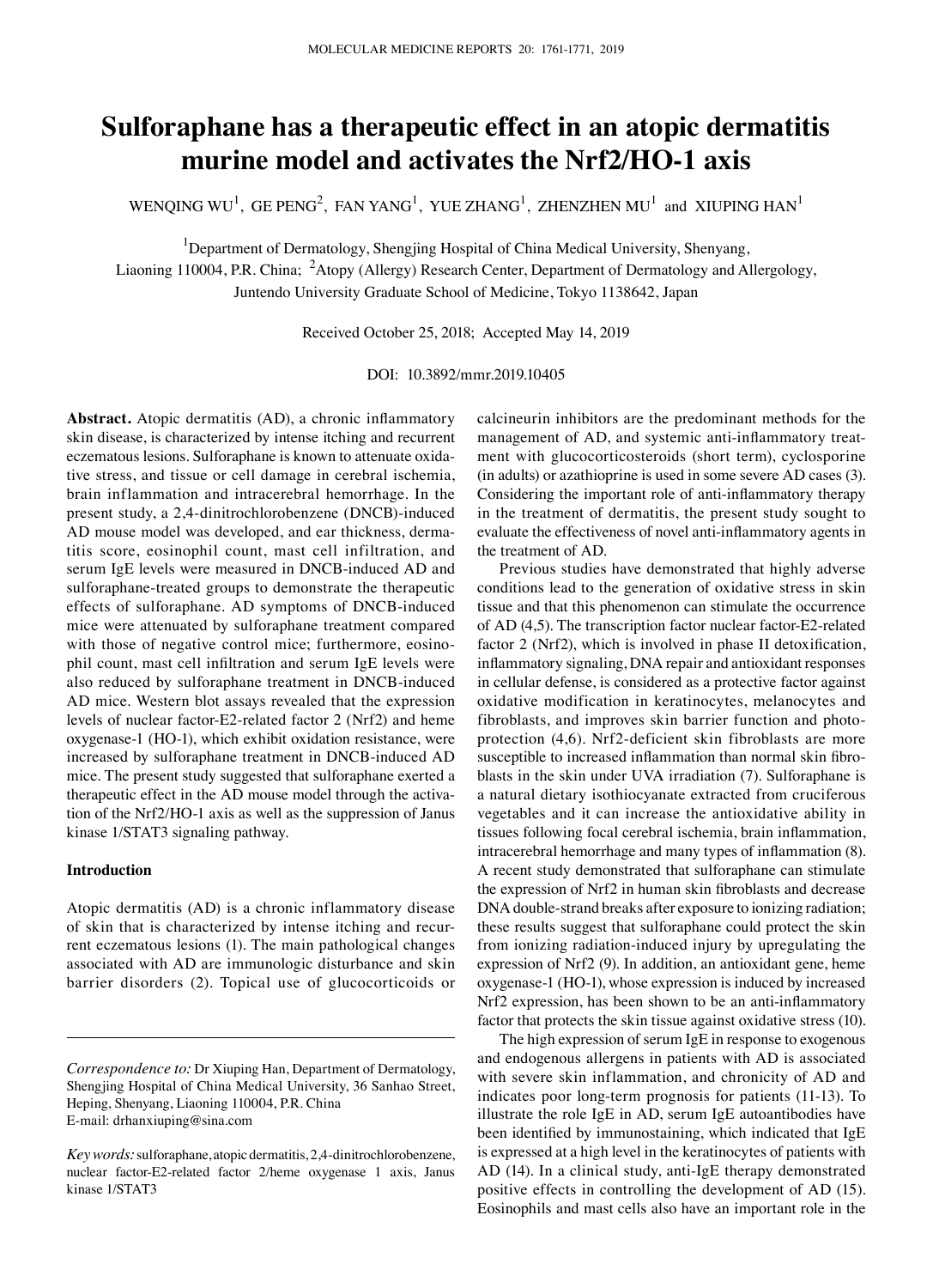# Sulforaphane has a therapeutic effect in an atopic dermatitis murine model and activates the Nrf2/HO-1 axis

WENQING WU[1], GE PENG[2], FAN YANG[1], YUE ZHANG[1], ZHENZHEN MU[1] and XIUPING HAN[1]

[1]Department of Dermatology, Shengjing Hospital of China Medical University, Shenyang, Liaoning 110004, P.R. China; [2]Atopy (Allergy) Research Center, Department of Dermatology and Allergology, Juntendo University Graduate School of Medicine, Tokyo 1138642, Japan

Received October 25, 2018; Accepted May 14, 2019

DOI: 10.3892/mmr.2019.10405

**Abstract.** Atopic dermatitis (AD), a chronic inflammatory skin disease, is characterized by intense itching and recurrent eczematous lesions. Sulforaphane is known to attenuate oxidative stress, and tissue or cell damage in cerebral ischemia, brain inflammation and intracerebral hemorrhage. In the present study, a 2,4-dinitrochlorobenzene (DNCB)-induced AD mouse model was developed, and ear thickness, dermatitis score, eosinophil count, mast cell infiltration, and serum IgE levels were measured in DNCB-induced AD and sulforaphane-treated groups to demonstrate the therapeutic effects of sulforaphane. AD symptoms of DNCB-induced mice were attenuated by sulforaphane treatment compared with those of negative control mice; furthermore, eosinophil count, mast cell infiltration and serum IgE levels were also reduced by sulforaphane treatment in DNCB-induced AD mice. Western blot assays revealed that the expression levels of nuclear factor-E2-related factor 2 (Nrf2) and heme oxygenase-1 (HO-1), which exhibit oxidation resistance, were increased by sulforaphane treatment in DNCB-induced AD mice. The present study suggested that sulforaphane exerted a therapeutic effect in the AD mouse model through the activation of the Nrf2/HO-1 axis as well as the suppression of Janus kinase 1/STAT3 signaling pathway.

## Introduction

Atopic dermatitis (AD) is a chronic inflammatory disease of skin that is characterized by intense itching and recurrent eczematous lesions (1). The main pathological changes associated with AD are immunologic disturbance and skin barrier disorders (2). Topical use of glucocorticoids or calcineurin inhibitors are the predominant methods for the management of AD, and systemic anti-inflammatory treatment with glucocorticosteroids (short term), cyclosporine (in adults) or azathioprine is used in some severe AD cases (3). Considering the important role of anti-inflammatory therapy in the treatment of dermatitis, the present study sought to evaluate the effectiveness of novel anti-inflammatory agents in the treatment of AD.

Previous studies have demonstrated that highly adverse conditions lead to the generation of oxidative stress in skin tissue and that this phenomenon can stimulate the occurrence of AD (4,5). The transcription factor nuclear factor-E2-related factor 2 (Nrf2), which is involved in phase II detoxification, inflammatory signaling, DNA repair and antioxidant responses in cellular defense, is considered as a protective factor against oxidative modification in keratinocytes, melanocytes and fibroblasts, and improves skin barrier function and photoprotection (4,6). Nrf2-deficient skin fibroblasts are more susceptible to increased inflammation than normal skin fibroblasts in the skin under UVA irradiation (7). Sulforaphane is a natural dietary isothiocyanate extracted from cruciferous vegetables and it can increase the antioxidative ability in tissues following focal cerebral ischemia, brain inflammation, intracerebral hemorrhage and many types of inflammation (8). A recent study demonstrated that sulforaphane can stimulate the expression of Nrf2 in human skin fibroblasts and decrease DNA double-strand breaks after exposure to ionizing radiation; these results suggest that sulforaphane could protect the skin from ionizing radiation-induced injury by upregulating the expression of Nrf2 (9). In addition, an antioxidant gene, heme oxygenase-1 (HO-1), whose expression is induced by increased Nrf2 expression, has been shown to be an anti-inflammatory factor that protects the skin tissue against oxidative stress (10).

The high expression of serum IgE in response to exogenous and endogenous allergens in patients with AD is associated with severe skin inflammation, and chronicity of AD and indicates poor long-term prognosis for patients (11-13). To illustrate the role IgE in AD, serum IgE autoantibodies have been identified by immunostaining, which indicated that IgE is expressed at a high level in the keratinocytes of patients with AD (14). In a clinical study, anti-IgE therapy demonstrated positive effects in controlling the development of AD (15). Eosinophils and mast cells also have an important role in the

*Correspondence to:* Dr Xiuping Han, Department of Dermatology, Shengjing Hospital of China Medical University, 36 Sanhao Street, Heping, Shenyang, Liaoning 110004, P.R. China
E-mail: drhanxiuping@sina.com

*Key words:* sulforaphane, atopic dermatitis, 2,4-dinitrochlorobenzene, nuclear factor-E2-related factor 2/heme oxygenase 1 axis, Janus kinase 1/STAT3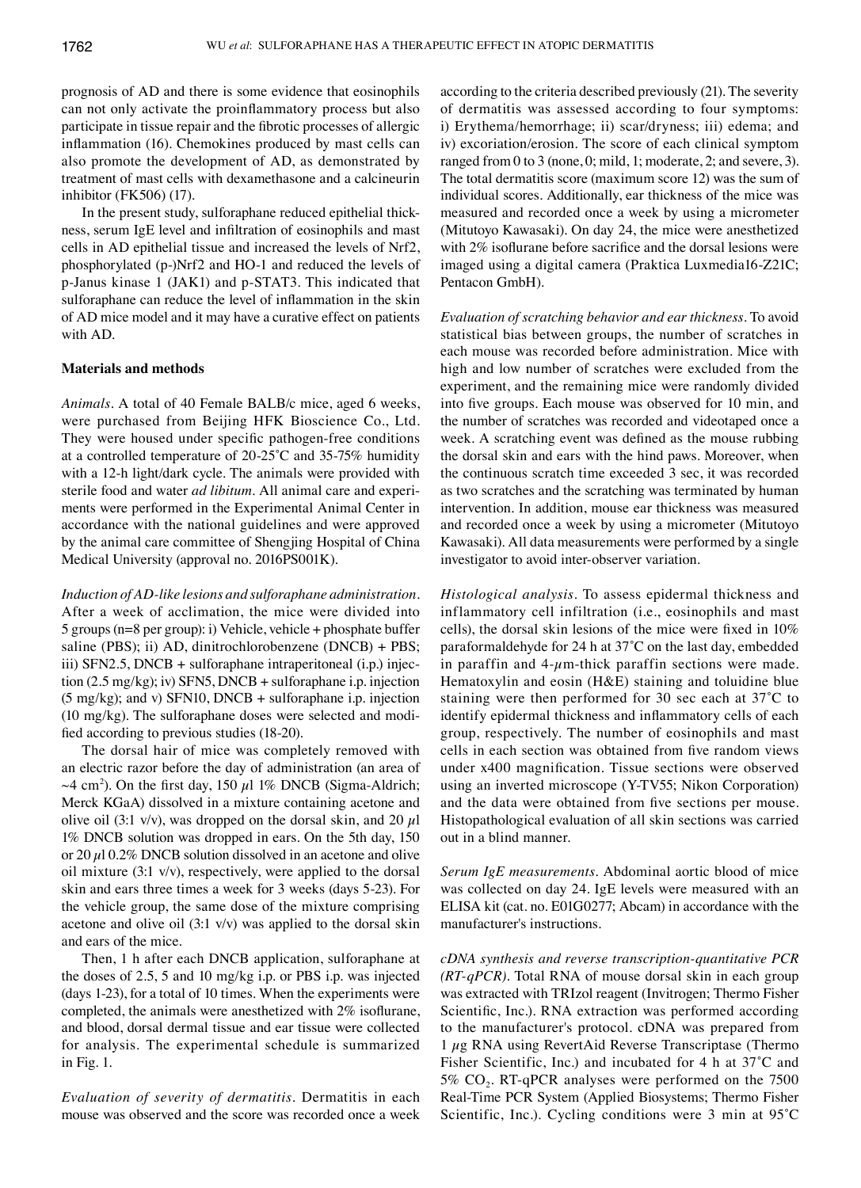prognosis of AD and there is some evidence that eosinophils can not only activate the proinflammatory process but also participate in tissue repair and the fibrotic processes of allergic inflammation (16). Chemokines produced by mast cells can also promote the development of AD, as demonstrated by treatment of mast cells with dexamethasone and a calcineurin inhibitor (FK506) (17).

In the present study, sulforaphane reduced epithelial thickness, serum IgE level and infiltration of eosinophils and mast cells in AD epithelial tissue and increased the levels of Nrf2, phosphorylated (p-)Nrf2 and HO-1 and reduced the levels of p-Janus kinase 1 (JAK1) and p-STAT3. This indicated that sulforaphane can reduce the level of inflammation in the skin of AD mice model and it may have a curative effect on patients with AD.

## Materials and methods

*Animals.* A total of 40 Female BALB/c mice, aged 6 weeks, were purchased from Beijing HFK Bioscience Co., Ltd. They were housed under specific pathogen-free conditions at a controlled temperature of 20-25˚C and 35-75% humidity with a 12-h light/dark cycle. The animals were provided with sterile food and water *ad libitum*. All animal care and experiments were performed in the Experimental Animal Center in accordance with the national guidelines and were approved by the animal care committee of Shengjing Hospital of China Medical University (approval no. 2016PS001K).

*Induction of AD-like lesions and sulforaphane administration.* After a week of acclimation, the mice were divided into 5 groups (n=8 per group): i) Vehicle, vehicle + phosphate buffer saline (PBS); ii) AD, dinitrochlorobenzene (DNCB) + PBS; iii) SFN2.5, DNCB + sulforaphane intraperitoneal (i.p.) injection (2.5 mg/kg); iv) SFN5, DNCB + sulforaphane i.p. injection (5 mg/kg); and v) SFN10, DNCB + sulforaphane i.p. injection (10 mg/kg). The sulforaphane doses were selected and modified according to previous studies (18-20).

The dorsal hair of mice was completely removed with an electric razor before the day of administration (an area of ~4 cm$^2$). On the first day, 150 $\mu$l 1% DNCB (Sigma-Aldrich; Merck KGaA) dissolved in a mixture containing acetone and olive oil (3:1 v/v), was dropped on the dorsal skin, and 20 $\mu$l 1% DNCB solution was dropped in ears. On the 5th day, 150 or 20 $\mu$l 0.2% DNCB solution dissolved in an acetone and olive oil mixture (3:1 v/v), respectively, were applied to the dorsal skin and ears three times a week for 3 weeks (days 5-23). For the vehicle group, the same dose of the mixture comprising acetone and olive oil (3:1 v/v) was applied to the dorsal skin and ears of the mice.

Then, 1 h after each DNCB application, sulforaphane at the doses of 2.5, 5 and 10 mg/kg i.p. or PBS i.p. was injected (days 1-23), for a total of 10 times. When the experiments were completed, the animals were anesthetized with 2% isoflurane, and blood, dorsal dermal tissue and ear tissue were collected for analysis. The experimental schedule is summarized in Fig. 1.

*Evaluation of severity of dermatitis.* Dermatitis in each mouse was observed and the score was recorded once a week according to the criteria described previously (21). The severity of dermatitis was assessed according to four symptoms: i) Erythema/hemorrhage; ii) scar/dryness; iii) edema; and iv) excoriation/erosion. The score of each clinical symptom ranged from 0 to 3 (none, 0; mild, 1; moderate, 2; and severe, 3). The total dermatitis score (maximum score 12) was the sum of individual scores. Additionally, ear thickness of the mice was measured and recorded once a week by using a micrometer (Mitutoyo Kawasaki). On day 24, the mice were anesthetized with 2% isoflurane before sacrifice and the dorsal lesions were imaged using a digital camera (Praktica Luxmedia16-Z21C; Pentacon GmbH).

*Evaluation of scratching behavior and ear thickness.* To avoid statistical bias between groups, the number of scratches in each mouse was recorded before administration. Mice with high and low number of scratches were excluded from the experiment, and the remaining mice were randomly divided into five groups. Each mouse was observed for 10 min, and the number of scratches was recorded and videotaped once a week. A scratching event was defined as the mouse rubbing the dorsal skin and ears with the hind paws. Moreover, when the continuous scratch time exceeded 3 sec, it was recorded as two scratches and the scratching was terminated by human intervention. In addition, mouse ear thickness was measured and recorded once a week by using a micrometer (Mitutoyo Kawasaki). All data measurements were performed by a single investigator to avoid inter-observer variation.

*Histological analysis.* To assess epidermal thickness and inflammatory cell infiltration (i.e., eosinophils and mast cells), the dorsal skin lesions of the mice were fixed in 10% paraformaldehyde for 24 h at 37˚C on the last day, embedded in paraffin and 4-$\mu$m-thick paraffin sections were made. Hematoxylin and eosin (H&E) staining and toluidine blue staining were then performed for 30 sec each at 37˚C to identify epidermal thickness and inflammatory cells of each group, respectively. The number of eosinophils and mast cells in each section was obtained from five random views under x400 magnification. Tissue sections were observed using an inverted microscope (Y-TV55; Nikon Corporation) and the data were obtained from five sections per mouse. Histopathological evaluation of all skin sections was carried out in a blind manner.

*Serum IgE measurements.* Abdominal aortic blood of mice was collected on day 24. IgE levels were measured with an ELISA kit (cat. no. E01G0277; Abcam) in accordance with the manufacturer's instructions.

*cDNA synthesis and reverse transcription-quantitative PCR (RT-qPCR).* Total RNA of mouse dorsal skin in each group was extracted with TRIzol reagent (Invitrogen; Thermo Fisher Scientific, Inc.). RNA extraction was performed according to the manufacturer's protocol. cDNA was prepared from 1 $\mu$g RNA using RevertAid Reverse Transcriptase (Thermo Fisher Scientific, Inc.) and incubated for 4 h at 37˚C and 5% $CO_2$. RT-qPCR analyses were performed on the 7500 Real-Time PCR System (Applied Biosystems; Thermo Fisher Scientific, Inc.). Cycling conditions were 3 min at 95˚C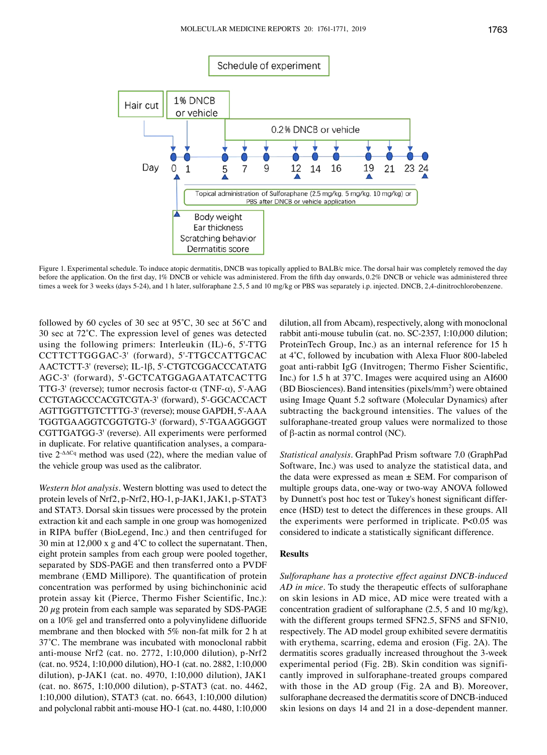Figure 1. Experimental schedule. To induce atopic dermatitis, DNCB was topically applied to BALB/c mice. The dorsal hair was completely removed the day before the application. On the first day, 1% DNCB or vehicle was administered. From the fifth day onwards, 0.2% DNCB or vehicle was administered three times a week for 3 weeks (days 5-24), and 1 h later, sulforaphane 2.5, 5 and 10 mg/kg or PBS was separately i.p. injected. DNCB, 2,4-dinitrochlorobenzene.

followed by 60 cycles of 30 sec at 95˚C, 30 sec at 56˚C and 30 sec at 72˚C. The expression level of genes was detected using the following primers: Interleukin (IL)-6, 5'-TTGCCTTCTTGGGAC-3' (forward), 5'-TTGCCATTGCACAACTCTT-3' (reverse); IL-1β, 5'-CTGTCGGACCCATATGAGC-3' (forward), 5'-GCTCATGGAGAATATCACTTGTTG-3' (reverse); tumor necrosis factor-α (TNF-α), 5'-AAGCCTGTAGCCCACGTCGTA-3' (forward), 5'-GGCACCACTAGTTGGTTGTCTTTG-3' (reverse); mouse GAPDH, 5'-AAATGGTGAAGGTCGGTGTG-3' (forward), 5'-TGAAGGGGTCGTTGATGG-3' (reverse). All experiments were performed in duplicate. For relative quantification analyses, a comparative $2^{-\Delta\Delta Cq}$ method was used (22), where the median value of the vehicle group was used as the calibrator.

*Western blot analysis*. Western blotting was used to detect the protein levels of Nrf2, p-Nrf2, HO-1, p-JAK1, JAK1, p-STAT3 and STAT3. Dorsal skin tissues were processed by the protein extraction kit and each sample in one group was homogenized in RIPA buffer (BioLegend, Inc.) and then centrifuged for 30 min at 12,000 x g and 4˚C to collect the supernatant. Then, eight protein samples from each group were pooled together, separated by SDS-PAGE and then transferred onto a PVDF membrane (EMD Millipore). The quantification of protein concentration was performed by using bichinchoninic acid protein assay kit (Pierce, Thermo Fisher Scientific, Inc.): 20 µg protein from each sample was separated by SDS-PAGE on a 10% gel and transferred onto a polyvinylidene difluoride membrane and then blocked with 5% non-fat milk for 2 h at 37˚C. The membrane was incubated with monoclonal rabbit anti-mouse Nrf2 (cat. no. 2772, 1:10,000 dilution), p-Nrf2 (cat. no. 9524, 1:10,000 dilution), HO-1 (cat. no. 2882, 1:10,000 dilution), p-JAK1 (cat. no. 4970, 1:10,000 dilution), JAK1 (cat. no. 8675, 1:10,000 dilution), p-STAT3 (cat. no. 4462, 1:10,000 dilution), STAT3 (cat. no. 6643, 1:10,000 dilution) and polyclonal rabbit anti-mouse HO-1 (cat. no. 4480, 1:10,000 dilution, all from Abcam), respectively, along with monoclonal rabbit anti-mouse tubulin (cat. no. SC-2357, 1:10,000 dilution; ProteinTech Group, Inc.) as an internal reference for 15 h at 4˚C, followed by incubation with Alexa Fluor 800-labeled goat anti-rabbit IgG (Invitrogen; Thermo Fisher Scientific, Inc.) for 1.5 h at 37˚C. Images were acquired using an AI600 (BD Biosciences). Band intensities (pixels/$mm^2$) were obtained using Image Quant 5.2 software (Molecular Dynamics) after subtracting the background intensities. The values of the sulforaphane-treated group values were normalized to those of β-actin as normal control (NC).

*Statistical analysis*. GraphPad Prism software 7.0 (GraphPad Software, Inc.) was used to analyze the statistical data, and the data were expressed as mean ± SEM. For comparison of multiple groups data, one-way or two-way ANOVA followed by Dunnett's post hoc test or Tukey's honest significant difference (HSD) test to detect the differences in these groups. All the experiments were performed in triplicate. $P<0.05$ was considered to indicate a statistically significant difference.

## Results

*Sulforaphane has a protective effect against DNCB-induced AD in mice*. To study the therapeutic effects of sulforaphane on skin lesions in AD mice, AD mice were treated with a concentration gradient of sulforaphane (2.5, 5 and 10 mg/kg), with the different groups termed SFN2.5, SFN5 and SFN10, respectively. The AD model group exhibited severe dermatitis with erythema, scarring, edema and erosion (Fig. 2A). The dermatitis scores gradually increased throughout the 3-week experimental period (Fig. 2B). Skin condition was significantly improved in sulforaphane-treated groups compared with those in the AD group (Fig. 2A and B). Moreover, sulforaphane decreased the dermatitis score of DNCB-induced skin lesions on days 14 and 21 in a dose-dependent manner.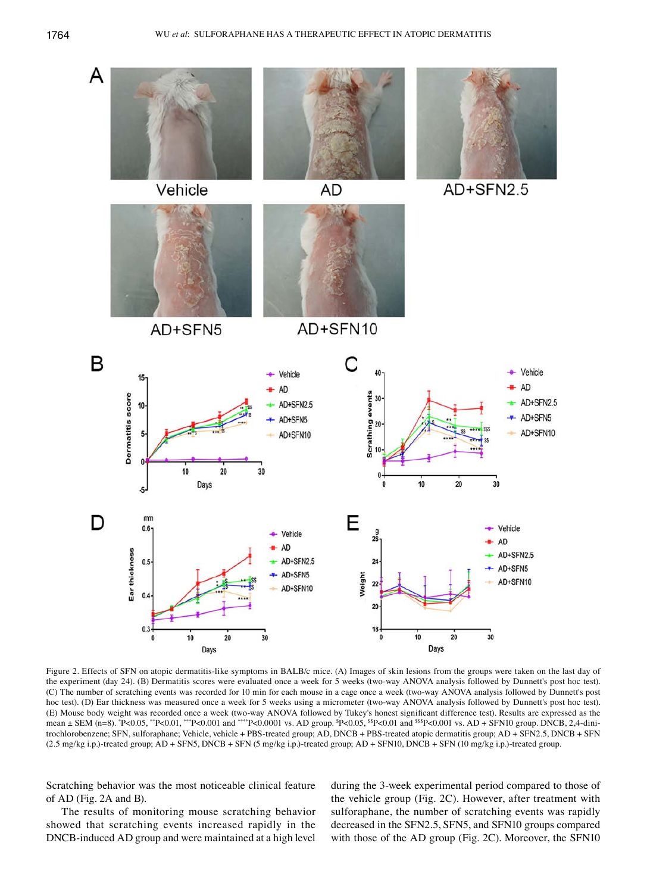Figure 2. Effects of SFN on atopic dermatitis-like symptoms in BALB/c mice. (A) Images of skin lesions from the groups were taken on the last day of the experiment (day 24). (B) Dermatitis scores were evaluated once a week for 5 weeks (two-way ANOVA analysis followed by Dunnett's post hoc test). (C) The number of scratching events was recorded for 10 min for each mouse in a cage once a week (two-way ANOVA analysis followed by Dunnett's post hoc test). (D) Ear thickness was measured once a week for 5 weeks using a micrometer (two-way ANOVA analysis followed by Dunnett's post hoc test). (E) Mouse body weight was recorded once a week (two-way ANOVA followed by Tukey's honest significant difference test). Results are expressed as the mean ± SEM (n=8). *P<0.05, **P<0.01, ***P<0.001 and ****P<0.0001 vs. AD group. $P<0.05, $$P<0.01 and $$$P<0.001 vs. AD + SFN10 group. DNCB, 2,4-dinitrochlorobenzene; SFN, sulforaphane; Vehicle, vehicle + PBS-treated group; AD, DNCB + PBS-treated atopic dermatitis group; AD + SFN2.5, DNCB + SFN (2.5 mg/kg i.p.)-treated group; AD + SFN5, DNCB + SFN (5 mg/kg i.p.)-treated group; AD + SFN10, DNCB + SFN (10 mg/kg i.p.)-treated group.

Scratching behavior was the most noticeable clinical feature of AD (Fig. 2A and B).

The results of monitoring mouse scratching behavior showed that scratching events increased rapidly in the DNCB-induced AD group and were maintained at a high level during the 3-week experimental period compared to those of the vehicle group (Fig. 2C). However, after treatment with sulforaphane, the number of scratching events was rapidly decreased in the SFN2.5, SFN5, and SFN10 groups compared with those of the AD group (Fig. 2C). Moreover, the SFN10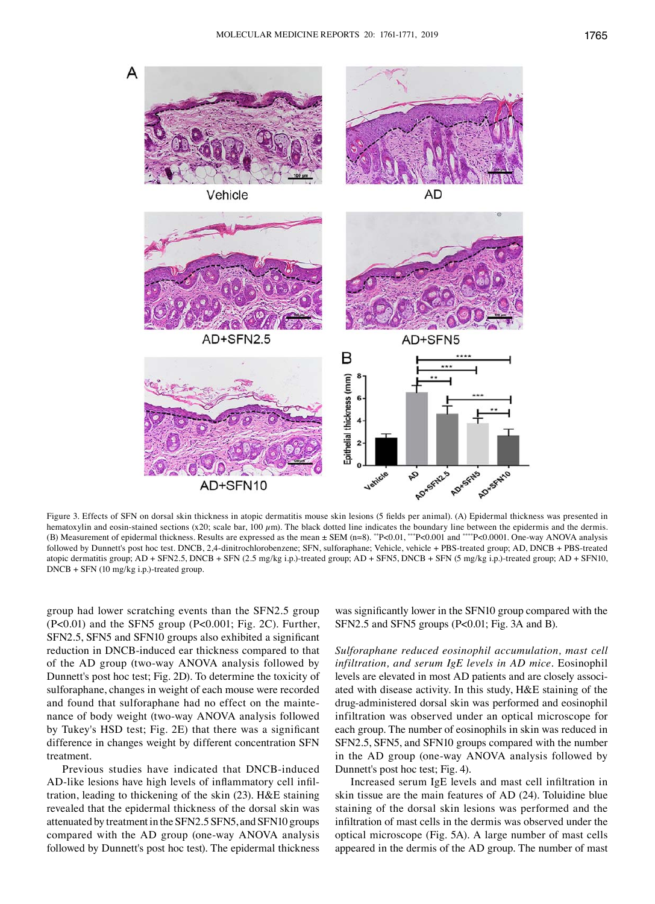Figure 3. Effects of SFN on dorsal skin thickness in atopic dermatitis mouse skin lesions (5 fields per animal). (A) Epidermal thickness was presented in hematoxylin and eosin-stained sections (x20; scale bar, 100 $\mu$m). The black dotted line indicates the boundary line between the epidermis and the dermis. (B) Measurement of epidermal thickness. Results are expressed as the mean ± SEM (n=8). **P<0.01, ***P<0.001 and ****P<0.0001. One-way ANOVA analysis followed by Dunnett's post hoc test. DNCB, 2,4-dinitrochlorobenzene; SFN, sulforaphane; Vehicle, vehicle + PBS-treated group; AD, DNCB + PBS-treated atopic dermatitis group; AD + SFN2.5, DNCB + SFN (2.5 mg/kg i.p.)-treated group; AD + SFN5, DNCB + SFN (5 mg/kg i.p.)-treated group; AD + SFN10, DNCB + SFN (10 mg/kg i.p.)-treated group.

group had lower scratching events than the SFN2.5 group (P<0.01) and the SFN5 group (P<0.001; Fig. 2C). Further, SFN2.5, SFN5 and SFN10 groups also exhibited a significant reduction in DNCB-induced ear thickness compared to that of the AD group (two-way ANOVA analysis followed by Dunnett's post hoc test; Fig. 2D). To determine the toxicity of sulforaphane, changes in weight of each mouse were recorded and found that sulforaphane had no effect on the maintenance of body weight (two-way ANOVA analysis followed by Tukey's HSD test; Fig. 2E) that there was a significant difference in changes weight by different concentration SFN treatment.

Previous studies have indicated that DNCB-induced AD-like lesions have high levels of inflammatory cell infiltration, leading to thickening of the skin (23). H&E staining revealed that the epidermal thickness of the dorsal skin was attenuated by treatment in the SFN2.5 SFN5, and SFN10 groups compared with the AD group (one-way ANOVA analysis followed by Dunnett's post hoc test). The epidermal thickness was significantly lower in the SFN10 group compared with the SFN2.5 and SFN5 groups (P<0.01; Fig. 3A and B).

*Sulforaphane reduced eosinophil accumulation, mast cell infiltration, and serum IgE levels in AD mice.* Eosinophil levels are elevated in most AD patients and are closely associated with disease activity. In this study, H&E staining of the drug-administered dorsal skin was performed and eosinophil infiltration was observed under an optical microscope for each group. The number of eosinophils in skin was reduced in SFN2.5, SFN5, and SFN10 groups compared with the number in the AD group (one-way ANOVA analysis followed by Dunnett's post hoc test; Fig. 4).

Increased serum IgE levels and mast cell infiltration in skin tissue are the main features of AD (24). Toluidine blue staining of the dorsal skin lesions was performed and the infiltration of mast cells in the dermis was observed under the optical microscope (Fig. 5A). A large number of mast cells appeared in the dermis of the AD group. The number of mast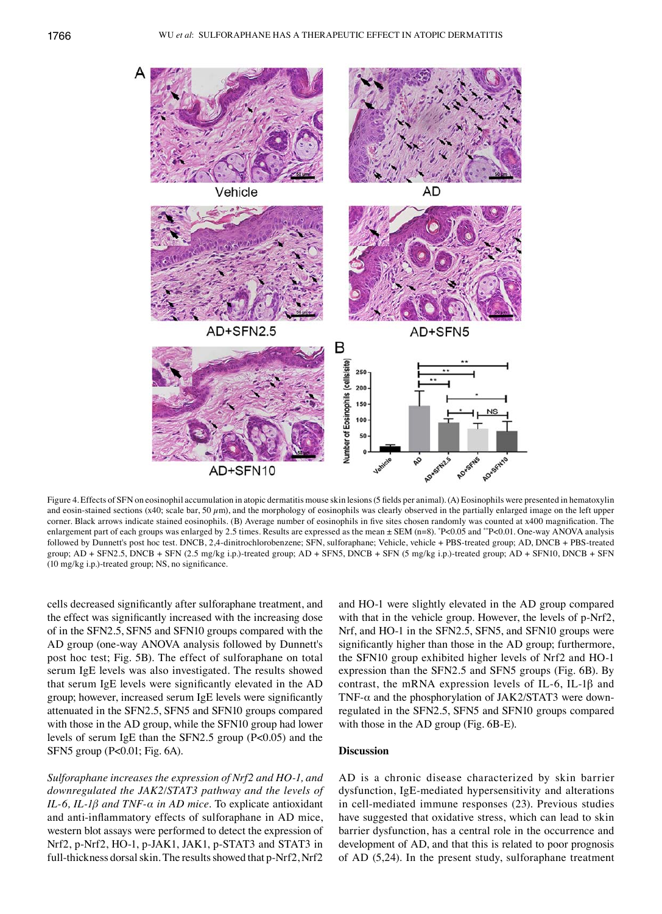Figure 4. Effects of SFN on eosinophil accumulation in atopic dermatitis mouse skin lesions (5 fields per animal). (A) Eosinophils were presented in hematoxylin and eosin-stained sections (x40; scale bar, 50 $\mu$m), and the morphology of eosinophils was clearly observed in the partially enlarged image on the left upper corner. Black arrows indicate stained eosinophils. (B) Average number of eosinophils in five sites chosen randomly was counted at x400 magnification. The enlargement part of each groups was enlarged by 2.5 times. Results are expressed as the mean ± SEM (n=8). *P<0.05 and **P<0.01. One-way ANOVA analysis followed by Dunnett's post hoc test. DNCB, 2,4-dinitrochlorobenzene; SFN, sulforaphane; Vehicle, vehicle + PBS-treated group; AD, DNCB + PBS-treated group; AD + SFN2.5, DNCB + SFN (2.5 mg/kg i.p.)-treated group; AD + SFN5, DNCB + SFN (5 mg/kg i.p.)-treated group; AD + SFN10, DNCB + SFN (10 mg/kg i.p.)-treated group; NS, no significance.

cells decreased significantly after sulforaphane treatment, and the effect was significantly increased with the increasing dose of in the SFN2.5, SFN5 and SFN10 groups compared with the AD group (one-way ANOVA analysis followed by Dunnett's post hoc test; Fig. 5B). The effect of sulforaphane on total serum IgE levels was also investigated. The results showed that serum IgE levels were significantly elevated in the AD group; however, increased serum IgE levels were significantly attenuated in the SFN2.5, SFN5 and SFN10 groups compared with those in the AD group, while the SFN10 group had lower levels of serum IgE than the SFN2.5 group (P<0.05) and the SFN5 group (P<0.01; Fig. 6A).

*Sulforaphane increases the expression of Nrf2 and HO-1, and downregulated the JAK2/STAT3 pathway and the levels of IL-6, IL-1β and TNF-α in AD mice.* To explicate antioxidant and anti-inflammatory effects of sulforaphane in AD mice, western blot assays were performed to detect the expression of Nrf2, p-Nrf2, HO-1, p-JAK1, JAK1, p-STAT3 and STAT3 in full-thickness dorsal skin. The results showed that p-Nrf2, Nrf2 and HO-1 were slightly elevated in the AD group compared with that in the vehicle group. However, the levels of p-Nrf2, Nrf, and HO-1 in the SFN2.5, SFN5, and SFN10 groups were significantly higher than those in the AD group; furthermore, the SFN10 group exhibited higher levels of Nrf2 and HO-1 expression than the SFN2.5 and SFN5 groups (Fig. 6B). By contrast, the mRNA expression levels of IL-6, IL-1β and TNF-α and the phosphorylation of JAK2/STAT3 were downregulated in the SFN2.5, SFN5 and SFN10 groups compared with those in the AD group (Fig. 6B-E).

## Discussion

AD is a chronic disease characterized by skin barrier dysfunction, IgE-mediated hypersensitivity and alterations in cell-mediated immune responses (23). Previous studies have suggested that oxidative stress, which can lead to skin barrier dysfunction, has a central role in the occurrence and development of AD, and that this is related to poor prognosis of AD (5,24). In the present study, sulforaphane treatment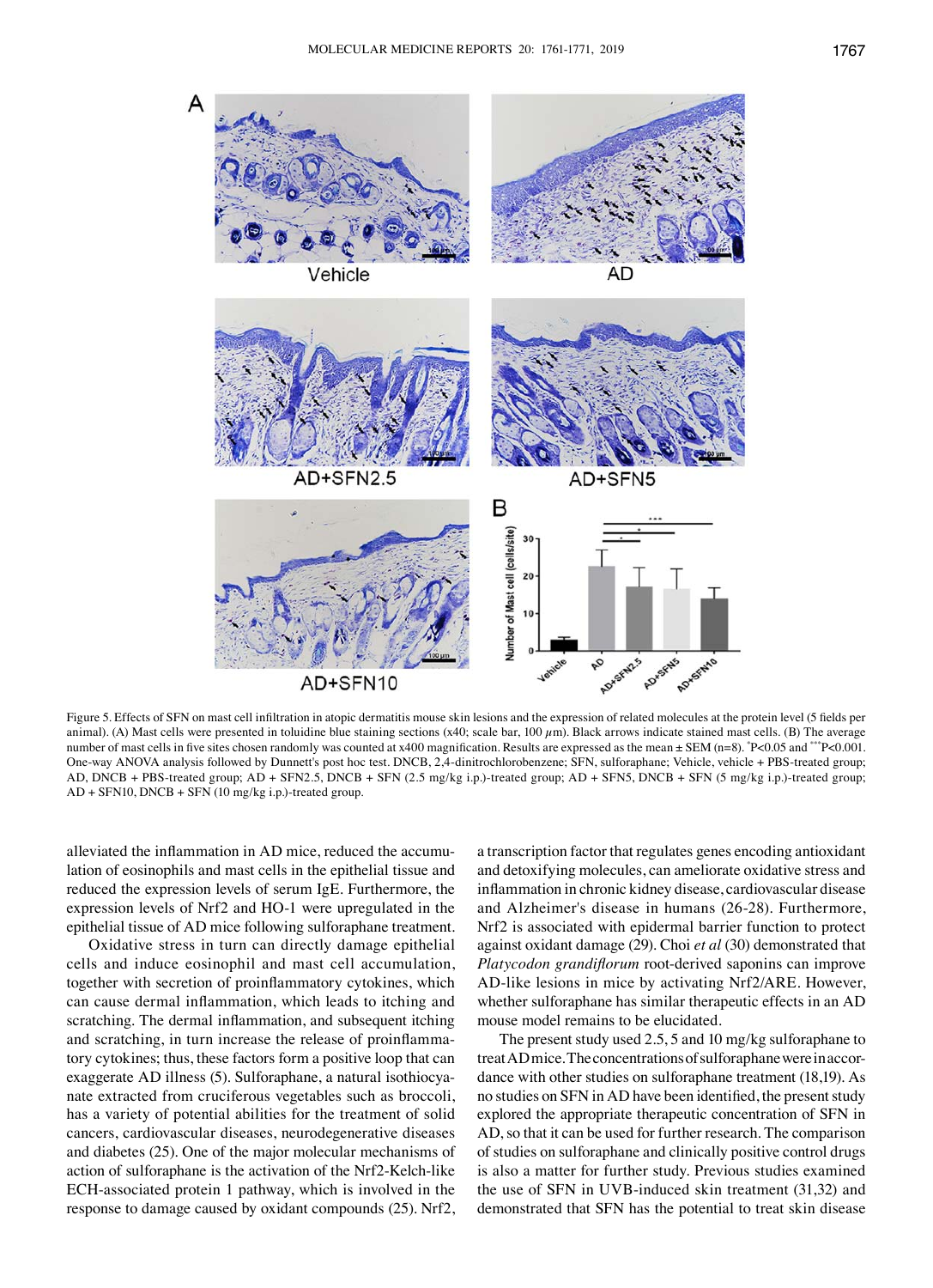Figure 5. Effects of SFN on mast cell infiltration in atopic dermatitis mouse skin lesions and the expression of related molecules at the protein level (5 fields per animal). (A) Mast cells were presented in toluidine blue staining sections (x40; scale bar, 100 $\mu$m). Black arrows indicate stained mast cells. (B) The average number of mast cells in five sites chosen randomly was counted at x400 magnification. Results are expressed as the mean ± SEM (n=8). $^*$P<0.05 and $^{***}$P<0.001. One-way ANOVA analysis followed by Dunnett's post hoc test. DNCB, 2,4-dinitrochlorobenzene; SFN, sulforaphane; Vehicle, vehicle + PBS-treated group; AD, DNCB + PBS-treated group; AD + SFN2.5, DNCB + SFN (2.5 mg/kg i.p.)-treated group; AD + SFN5, DNCB + SFN (5 mg/kg i.p.)-treated group; AD + SFN10, DNCB + SFN (10 mg/kg i.p.)-treated group.

alleviated the inflammation in AD mice, reduced the accumulation of eosinophils and mast cells in the epithelial tissue and reduced the expression levels of serum IgE. Furthermore, the expression levels of Nrf2 and HO-1 were upregulated in the epithelial tissue of AD mice following sulforaphane treatment.

Oxidative stress in turn can directly damage epithelial cells and induce eosinophil and mast cell accumulation, together with secretion of proinflammatory cytokines, which can cause dermal inflammation, which leads to itching and scratching. The dermal inflammation, and subsequent itching and scratching, in turn increase the release of proinflammatory cytokines; thus, these factors form a positive loop that can exaggerate AD illness (5). Sulforaphane, a natural isothiocyanate extracted from cruciferous vegetables such as broccoli, has a variety of potential abilities for the treatment of solid cancers, cardiovascular diseases, neurodegenerative diseases and diabetes (25). One of the major molecular mechanisms of action of sulforaphane is the activation of the Nrf2-Kelch-like ECH-associated protein 1 pathway, which is involved in the response to damage caused by oxidant compounds (25). Nrf2, a transcription factor that regulates genes encoding antioxidant and detoxifying molecules, can ameliorate oxidative stress and inflammation in chronic kidney disease, cardiovascular disease and Alzheimer's disease in humans (26-28). Furthermore, Nrf2 is associated with epidermal barrier function to protect against oxidant damage (29). Choi *et al* (30) demonstrated that *Platycodon grandiflorum* root-derived saponins can improve AD-like lesions in mice by activating Nrf2/ARE. However, whether sulforaphane has similar therapeutic effects in an AD mouse model remains to be elucidated.

The present study used 2.5, 5 and 10 mg/kg sulforaphane to treat AD mice. The concentrations of sulforaphane were in accordance with other studies on sulforaphane treatment (18,19). As no studies on SFN in AD have been identified, the present study explored the appropriate therapeutic concentration of SFN in AD, so that it can be used for further research. The comparison of studies on sulforaphane and clinically positive control drugs is also a matter for further study. Previous studies examined the use of SFN in UVB-induced skin treatment (31,32) and demonstrated that SFN has the potential to treat skin disease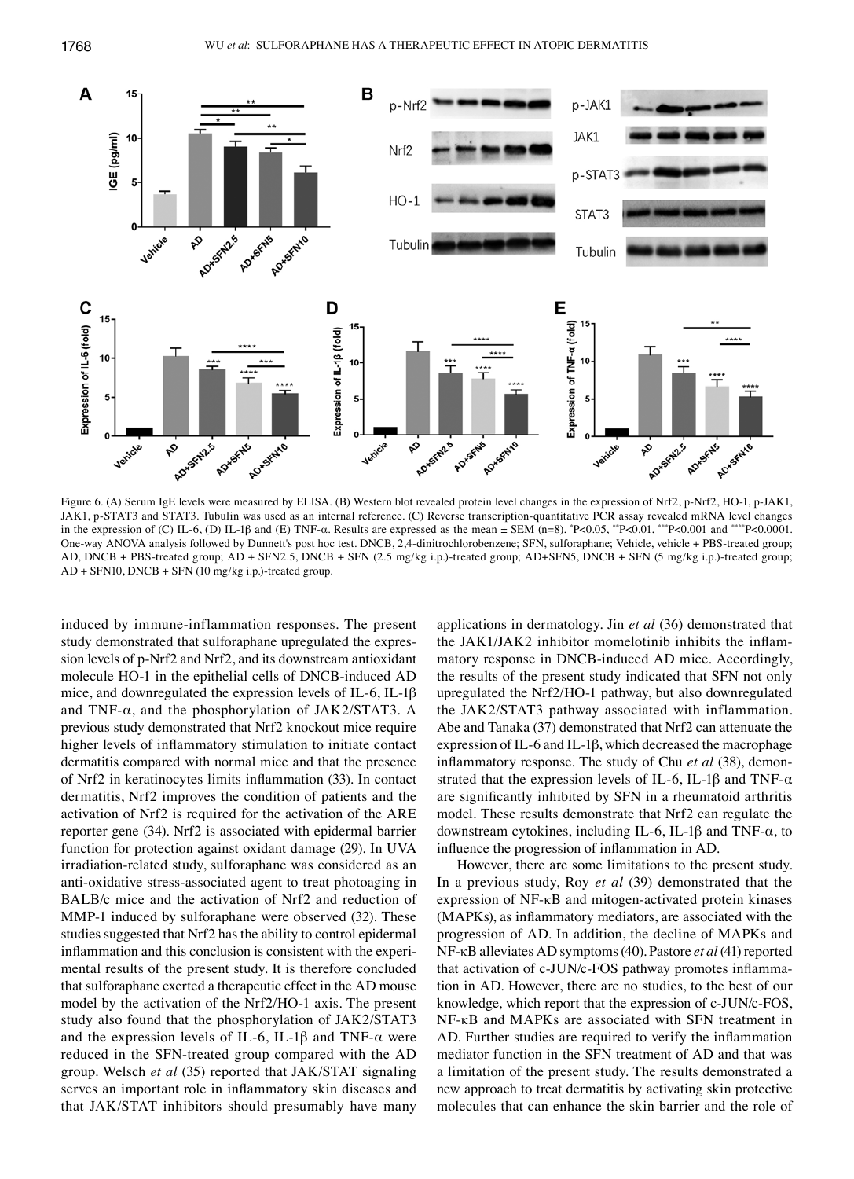Figure 6. (A) Serum IgE levels were measured by ELISA. (B) Western blot revealed protein level changes in the expression of Nrf2, p-Nrf2, HO-1, p-JAK1, JAK1, p-STAT3 and STAT3. Tubulin was used as an internal reference. (C) Reverse transcription-quantitative PCR assay revealed mRNA level changes in the expression of (C) IL-6, (D) IL-1β and (E) TNF-α. Results are expressed as the mean ± SEM (n=8). *P<0.05, **P<0.01, ***P<0.001 and ****P<0.0001. One-way ANOVA analysis followed by Dunnett's post hoc test. DNCB, 2,4-dinitrochlorobenzene; SFN, sulforaphane; Vehicle, vehicle + PBS-treated group; AD, DNCB + PBS-treated group; AD + SFN2.5, DNCB + SFN (2.5 mg/kg i.p.)-treated group; AD+SFN5, DNCB + SFN (5 mg/kg i.p.)-treated group; AD + SFN10, DNCB + SFN (10 mg/kg i.p.)-treated group.

induced by immune-inflammation responses. The present study demonstrated that sulforaphane upregulated the expression levels of p-Nrf2 and Nrf2, and its downstream antioxidant molecule HO-1 in the epithelial cells of DNCB-induced AD mice, and downregulated the expression levels of IL-6, IL-1β and TNF-α, and the phosphorylation of JAK2/STAT3. A previous study demonstrated that Nrf2 knockout mice require higher levels of inflammatory stimulation to initiate contact dermatitis compared with normal mice and that the presence of Nrf2 in keratinocytes limits inflammation (33). In contact dermatitis, Nrf2 improves the condition of patients and the activation of Nrf2 is required for the activation of the ARE reporter gene (34). Nrf2 is associated with epidermal barrier function for protection against oxidant damage (29). In UVA irradiation-related study, sulforaphane was considered as an anti-oxidative stress-associated agent to treat photoaging in BALB/c mice and the activation of Nrf2 and reduction of MMP-1 induced by sulforaphane were observed (32). These studies suggested that Nrf2 has the ability to control epidermal inflammation and this conclusion is consistent with the experimental results of the present study. It is therefore concluded that sulforaphane exerted a therapeutic effect in the AD mouse model by the activation of the Nrf2/HO-1 axis. The present study also found that the phosphorylation of JAK2/STAT3 and the expression levels of IL-6, IL-1β and TNF-α were reduced in the SFN-treated group compared with the AD group. Welsch *et al* (35) reported that JAK/STAT signaling serves an important role in inflammatory skin diseases and that JAK/STAT inhibitors should presumably have many applications in dermatology. Jin *et al* (36) demonstrated that the JAK1/JAK2 inhibitor momelotinib inhibits the inflammatory response in DNCB-induced AD mice. Accordingly, the results of the present study indicated that SFN not only upregulated the Nrf2/HO-1 pathway, but also downregulated the JAK2/STAT3 pathway associated with inflammation. Abe and Tanaka (37) demonstrated that Nrf2 can attenuate the expression of IL-6 and IL-1β, which decreased the macrophage inflammatory response. The study of Chu *et al* (38), demonstrated that the expression levels of IL-6, IL-1β and TNF-α are significantly inhibited by SFN in a rheumatoid arthritis model. These results demonstrate that Nrf2 can regulate the downstream cytokines, including IL-6, IL-1β and TNF-α, to influence the progression of inflammation in AD.

However, there are some limitations to the present study. In a previous study, Roy *et al* (39) demonstrated that the expression of NF-κB and mitogen-activated protein kinases (MAPKs), as inflammatory mediators, are associated with the progression of AD. In addition, the decline of MAPKs and NF-κB alleviates AD symptoms (40). Pastore *et al* (41) reported that activation of c-JUN/c-FOS pathway promotes inflammation in AD. However, there are no studies, to the best of our knowledge, which report that the expression of c-JUN/c-FOS, NF-κB and MAPKs are associated with SFN treatment in AD. Further studies are required to verify the inflammation mediator function in the SFN treatment of AD and that was a limitation of the present study. The results demonstrated a new approach to treat dermatitis by activating skin protective molecules that can enhance the skin barrier and the role of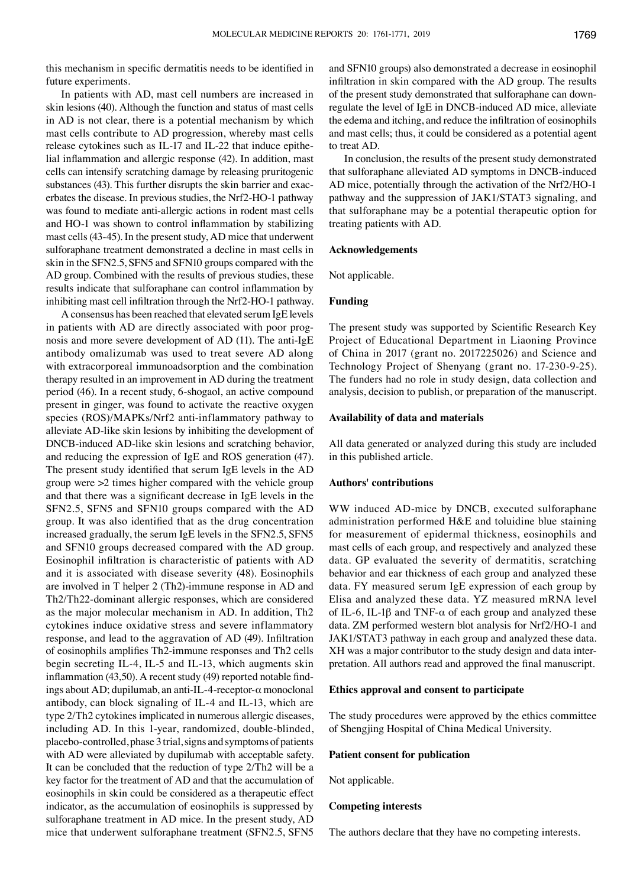this mechanism in specific dermatitis needs to be identified in future experiments.

In patients with AD, mast cell numbers are increased in skin lesions (40). Although the function and status of mast cells in AD is not clear, there is a potential mechanism by which mast cells contribute to AD progression, whereby mast cells release cytokines such as IL-17 and IL-22 that induce epithelial inflammation and allergic response (42). In addition, mast cells can intensify scratching damage by releasing pruritogenic substances (43). This further disrupts the skin barrier and exacerbates the disease. In previous studies, the Nrf2-HO-1 pathway was found to mediate anti-allergic actions in rodent mast cells and HO-1 was shown to control inflammation by stabilizing mast cells (43-45). In the present study, AD mice that underwent sulforaphane treatment demonstrated a decline in mast cells in skin in the SFN2.5, SFN5 and SFN10 groups compared with the AD group. Combined with the results of previous studies, these results indicate that sulforaphane can control inflammation by inhibiting mast cell infiltration through the Nrf2-HO-1 pathway.

A consensus has been reached that elevated serum IgE levels in patients with AD are directly associated with poor prognosis and more severe development of AD (11). The anti-IgE antibody omalizumab was used to treat severe AD along with extracorporeal immunoadsorption and the combination therapy resulted in an improvement in AD during the treatment period (46). In a recent study, 6-shogaol, an active compound present in ginger, was found to activate the reactive oxygen species (ROS)/MAPKs/Nrf2 anti-inflammatory pathway to alleviate AD-like skin lesions by inhibiting the development of DNCB-induced AD-like skin lesions and scratching behavior, and reducing the expression of IgE and ROS generation (47). The present study identified that serum IgE levels in the AD group were >2 times higher compared with the vehicle group and that there was a significant decrease in IgE levels in the SFN2.5, SFN5 and SFN10 groups compared with the AD group. It was also identified that as the drug concentration increased gradually, the serum IgE levels in the SFN2.5, SFN5 and SFN10 groups decreased compared with the AD group. Eosinophil infiltration is characteristic of patients with AD and it is associated with disease severity (48). Eosinophils are involved in T helper 2 (Th2)-immune response in AD and Th2/Th22-dominant allergic responses, which are considered as the major molecular mechanism in AD. In addition, Th2 cytokines induce oxidative stress and severe inflammatory response, and lead to the aggravation of AD (49). Infiltration of eosinophils amplifies Th2-immune responses and Th2 cells begin secreting IL-4, IL-5 and IL-13, which augments skin inflammation (43,50). A recent study (49) reported notable findings about AD; dupilumab, an anti-IL-4-receptor-α monoclonal antibody, can block signaling of IL-4 and IL-13, which are type 2/Th2 cytokines implicated in numerous allergic diseases, including AD. In this 1-year, randomized, double-blinded, placebo-controlled, phase 3 trial, signs and symptoms of patients with AD were alleviated by dupilumab with acceptable safety. It can be concluded that the reduction of type 2/Th2 will be a key factor for the treatment of AD and that the accumulation of eosinophils in skin could be considered as a therapeutic effect indicator, as the accumulation of eosinophils is suppressed by sulforaphane treatment in AD mice. In the present study, AD mice that underwent sulforaphane treatment (SFN2.5, SFN5 and SFN10 groups) also demonstrated a decrease in eosinophil infiltration in skin compared with the AD group. The results of the present study demonstrated that sulforaphane can downregulate the level of IgE in DNCB-induced AD mice, alleviate the edema and itching, and reduce the infiltration of eosinophils and mast cells; thus, it could be considered as a potential agent to treat AD.

In conclusion, the results of the present study demonstrated that sulforaphane alleviated AD symptoms in DNCB-induced AD mice, potentially through the activation of the Nrf2/HO-1 pathway and the suppression of JAK1/STAT3 signaling, and that sulforaphane may be a potential therapeutic option for treating patients with AD.

## Acknowledgements

Not applicable.

## Funding

The present study was supported by Scientific Research Key Project of Educational Department in Liaoning Province of China in 2017 (grant no. 2017225026) and Science and Technology Project of Shenyang (grant no. 17-230-9-25). The funders had no role in study design, data collection and analysis, decision to publish, or preparation of the manuscript.

## Availability of data and materials

All data generated or analyzed during this study are included in this published article.

## Authors' contributions

WW induced AD-mice by DNCB, executed sulforaphane administration performed H&E and toluidine blue staining for measurement of epidermal thickness, eosinophils and mast cells of each group, and respectively and analyzed these data. GP evaluated the severity of dermatitis, scratching behavior and ear thickness of each group and analyzed these data. FY measured serum IgE expression of each group by Elisa and analyzed these data. YZ measured mRNA level of IL-6, IL-1β and TNF-α of each group and analyzed these data. ZM performed western blot analysis for Nrf2/HO-1 and JAK1/STAT3 pathway in each group and analyzed these data. XH was a major contributor to the study design and data interpretation. All authors read and approved the final manuscript.

## Ethics approval and consent to participate

The study procedures were approved by the ethics committee of Shengjing Hospital of China Medical University.

## Patient consent for publication

Not applicable.

## Competing interests

The authors declare that they have no competing interests.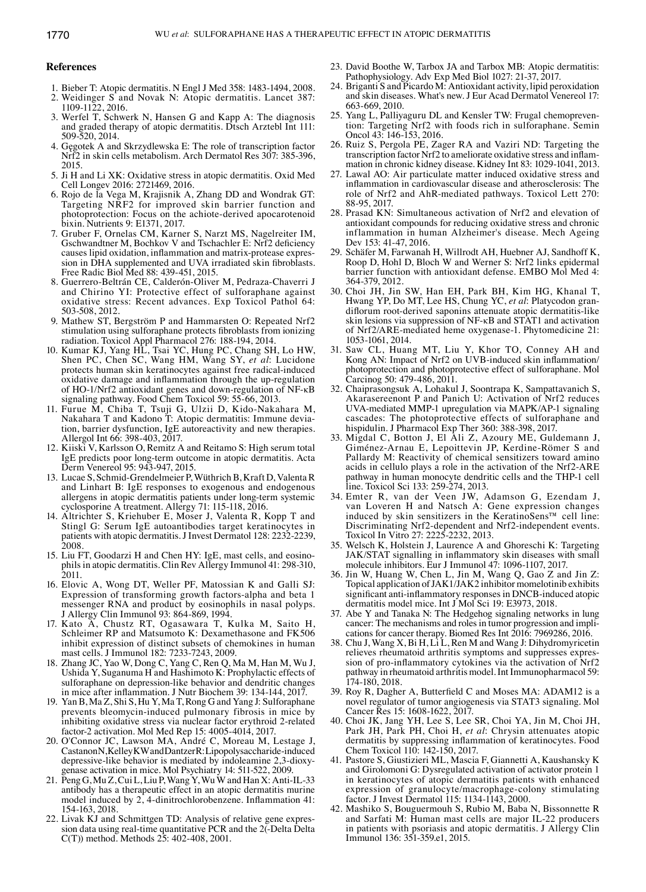## References

1. Bieber T: Atopic dermatitis. N Engl J Med 358: 1483-1494, 2008.
2. Weidinger S and Novak N: Atopic dermatitis. Lancet 387: 1109-1122, 2016.
3. Werfel T, Schwerk N, Hansen G and Kapp A: The diagnosis and graded therapy of atopic dermatitis. Dtsch Arztebl Int 111: 509-520, 2014.
4. Gęgotek A and Skrzydlewska E: The role of transcription factor Nrf2 in skin cells metabolism. Arch Dermatol Res 307: 385-396, 2015.
5. Ji H and Li XK: Oxidative stress in atopic dermatitis. Oxid Med Cell Longev 2016: 2721469, 2016.
6. Rojo de la Vega M, Krajisnik A, Zhang DD and Wondrak GT: Targeting NRF2 for improved skin barrier function and photoprotection: Focus on the achiote-derived apocarotenoid bixin. Nutrients 9: E1371, 2017.
7. Gruber F, Ornelas CM, Karner S, Narzt MS, Nagelreiter IM, Gschwandtner M, Bochkov V and Tschachler E: Nrf2 deficiency causes lipid oxidation, inflammation and matrix-protease expression in DHA supplemented and UVA irradiated skin fibroblasts. Free Radic Biol Med 88: 439-451, 2015.
8. Guerrero-Beltrán CE, Calderón-Oliver M, Pedraza-Chaverri J and Chirino YI: Protective effect of sulforaphane against oxidative stress: Recent advances. Exp Toxicol Pathol 64: 503-508, 2012.
9. Mathew ST, Bergström P and Hammarsten O: Repeated Nrf2 stimulation using sulforaphane protects fibroblasts from ionizing radiation. Toxicol Appl Pharmacol 276: 188-194, 2014.
10. Kumar KJ, Yang HL, Tsai YC, Hung PC, Chang SH, Lo HW, Shen PC, Chen SC, Wang HM, Wang SY, *et al*: Lucidone protects human skin keratinocytes against free radical-induced oxidative damage and inflammation through the up-regulation of HO-1/Nrf2 antioxidant genes and down-regulation of NF-κB signaling pathway. Food Chem Toxicol 59: 55-66, 2013.
11. Furue M, Chiba T, Tsuji G, Ulzii D, Kido-Nakahara M, Nakahara T and Kadono T: Atopic dermatitis: Immune deviation, barrier dysfunction, IgE autoreactivity and new therapies. Allergol Int 66: 398-403, 2017.
12. Kiiski V, Karlsson O, Remitz A and Reitamo S: High serum total IgE predicts poor long-term outcome in atopic dermatitis. Acta Derm Venereol 95: 943-947, 2015.
13. Lucae S, Schmid-Grendelmeier P, Wüthrich B, Kraft D, Valenta R and Linhart B: IgE responses to exogenous and endogenous allergens in atopic dermatitis patients under long-term systemic cyclosporine A treatment. Allergy 71: 115-118, 2016.
14. Altrichter S, Kriehuber E, Moser J, Valenta R, Kopp T and Stingl G: Serum IgE autoantibodies target keratinocytes in patients with atopic dermatitis. J Invest Dermatol 128: 2232-2239, 2008.
15. Liu FT, Goodarzi H and Chen HY: IgE, mast cells, and eosinophils in atopic dermatitis. Clin Rev Allergy Immunol 41: 298-310, 2011.
16. Elovic A, Wong DT, Weller PF, Matossian K and Galli SJ: Expression of transforming growth factors-alpha and beta 1 messenger RNA and product by eosinophils in nasal polyps. J Allergy Clin Immunol 93: 864-869, 1994.
17. Kato A, Chustz RT, Ogasawara T, Kulka M, Saito H, Schleimer RP and Matsumoto K: Dexamethasone and FK506 inhibit expression of distinct subsets of chemokines in human mast cells. J Immunol 182: 7233-7243, 2009.
18. Zhang JC, Yao W, Dong C, Yang C, Ren Q, Ma M, Han M, Wu J, Ushida Y, Suganuma H and Hashimoto K: Prophylactic effects of sulforaphane on depression-like behavior and dendritic changes in mice after inflammation. J Nutr Biochem 39: 134-144, 2017.
19. Yan B, Ma Z, Shi S, Hu Y, Ma T, Rong G and Yang J: Sulforaphane prevents bleomycin-induced pulmonary fibrosis in mice by inhibiting oxidative stress via nuclear factor erythroid 2-related factor-2 activation. Mol Med Rep 15: 4005-4014, 2017.
20. O'Connor JC, Lawson MA, André C, Moreau M, Lestage J, Castanon N, Kelley KW and Dantzer R: Lipopolysaccharide-induced depressive-like behavior is mediated by indoleamine 2,3-dioxygenase activation in mice. Mol Psychiatry 14: 511-522, 2009.
21. Peng G, Mu Z, Cui L, Liu P, Wang Y, Wu W and Han X: Anti-IL-33 antibody has a therapeutic effect in an atopic dermatitis murine model induced by 2, 4-dinitrochlorobenzene. Inflammation 41: 154-163, 2018.
22. Livak KJ and Schmittgen TD: Analysis of relative gene expression data using real-time quantitative PCR and the 2(-Delta Delta C(T)) method. Methods 25: 402-408, 2001.
23. David Boothe W, Tarbox JA and Tarbox MB: Atopic dermatitis: Pathophysiology. Adv Exp Med Biol 1027: 21-37, 2017.
24. Briganti S and Picardo M: Antioxidant activity, lipid peroxidation and skin diseases. What's new. J Eur Acad Dermatol Venereol 17: 663-669, 2010.
25. Yang L, Palliyaguru DL and Kensler TW: Frugal chemoprevention: Targeting Nrf2 with foods rich in sulforaphane. Semin Oncol 43: 146-153, 2016.
26. Ruiz S, Pergola PE, Zager RA and Vaziri ND: Targeting the transcription factor Nrf2 to ameliorate oxidative stress and inflammation in chronic kidney disease. Kidney Int 83: 1029-1041, 2013.
27. Lawal AO: Air particulate matter induced oxidative stress and inflammation in cardiovascular disease and atherosclerosis: The role of Nrf2 and AhR-mediated pathways. Toxicol Lett 270: 88-95, 2017.
28. Prasad KN: Simultaneous activation of Nrf2 and elevation of antioxidant compounds for reducing oxidative stress and chronic inflammation in human Alzheimer's disease. Mech Ageing Dev 153: 41-47, 2016.
29. Schäfer M, Farwanah H, Willrodt AH, Huebner AJ, Sandhoff K, Roop D, Hohl D, Bloch W and Werner S: Nrf2 links epidermal barrier function with antioxidant defense. EMBO Mol Med 4: 364-379, 2012.
30. Choi JH, Jin SW, Han EH, Park BH, Kim HG, Khanal T, Hwang YP, Do MT, Lee HS, Chung YC, *et al*: Platycodon grandiflorum root-derived saponins attenuate atopic dermatitis-like skin lesions via suppression of NF-κB and STAT1 and activation of Nrf2/ARE-mediated heme oxygenase-1. Phytomedicine 21: 1053-1061, 2014.
31. Saw CL, Huang MT, Liu Y, Khor TO, Conney AH and Kong AN: Impact of Nrf2 on UVB-induced skin inflammation/photoprotection and photoprotective effect of sulforaphane. Mol Carcinog 50: 479-486, 2011.
32. Chaiprasongsuk A, Lohakul J, Soontrapa K, Sampattavanich S, Akarasereenont P and Panich U: Activation of Nrf2 reduces UVA-mediated MMP-1 upregulation via MAPK/AP-1 signaling cascades: The photoprotective effects of sulforaphane and hispidulin. J Pharmacol Exp Ther 360: 388-398, 2017.
33. Migdal C, Botton J, El Ali Z, Azoury ME, Guldemann J, Giménez-Arnau E, Lepoittevin JP, Kerdine-Römer S and Pallardy M: Reactivity of chemical sensitizers toward amino acids in cellulo plays a role in the activation of the Nrf2-ARE pathway in human monocyte dendritic cells and the THP-1 cell line. Toxicol Sci 133: 259-274, 2013.
34. Emter R, van der Veen JW, Adamson G, Ezendam J, van Loveren H and Natsch A: Gene expression changes induced by skin sensitizers in the KeratinoSens™ cell line: Discriminating Nrf2-dependent and Nrf2-independent events. Toxicol In Vitro 27: 2225-2232, 2013.
35. Welsch K, Holstein J, Laurence A and Ghoreschi K: Targeting JAK/STAT signalling in inflammatory skin diseases with small molecule inhibitors. Eur J Immunol 47: 1096-1107, 2017.
36. Jin W, Huang W, Chen L, Jin M, Wang Q, Gao Z and Jin Z: Topical application of JAK1/JAK2 inhibitor momelotinib exhibits significant anti-inflammatory responses in DNCB-induced atopic dermatitis model mice. Int J Mol Sci 19: E3973, 2018.
37. Abe Y and Tanaka N: The Hedgehog signaling networks in lung cancer: The mechanisms and roles in tumor progression and implications for cancer therapy. Biomed Res Int 2016: 7969286, 2016.
38. Chu J, Wang X, Bi H, Li L, Ren M and Wang J: Dihydromyricetin relieves rheumatoid arthritis symptoms and suppresses expression of pro-inflammatory cytokines via the activation of Nrf2 pathway in rheumatoid arthritis model. Int Immunopharmacol 59: 174-180, 2018.
39. Roy R, Dagher A, Butterfield C and Moses MA: ADAM12 is a novel regulator of tumor angiogenesis via STAT3 signaling. Mol Cancer Res 15: 1608-1622, 2017.
40. Choi JK, Jang YH, Lee S, Lee SR, Choi YA, Jin M, Choi JH, Park JH, Park PH, Choi H, *et al*: Chrysin attenuates atopic dermatitis by suppressing inflammation of keratinocytes. Food Chem Toxicol 110: 142-150, 2017.
41. Pastore S, Giustizieri ML, Mascia F, Giannetti A, Kaushansky K and Girolomoni G: Dysregulated activation of activator protein 1 in keratinocytes of atopic dermatitis patients with enhanced expression of granulocyte/macrophage-colony stimulating factor. J Invest Dermatol 115: 1134-1143, 2000.
42. Mashiko S, Bouguermouh S, Rubio M, Baba N, Bissonnette R and Sarfati M: Human mast cells are major IL-22 producers in patients with psoriasis and atopic dermatitis. J Allergy Clin Immunol 136: 351-359.e1, 2015.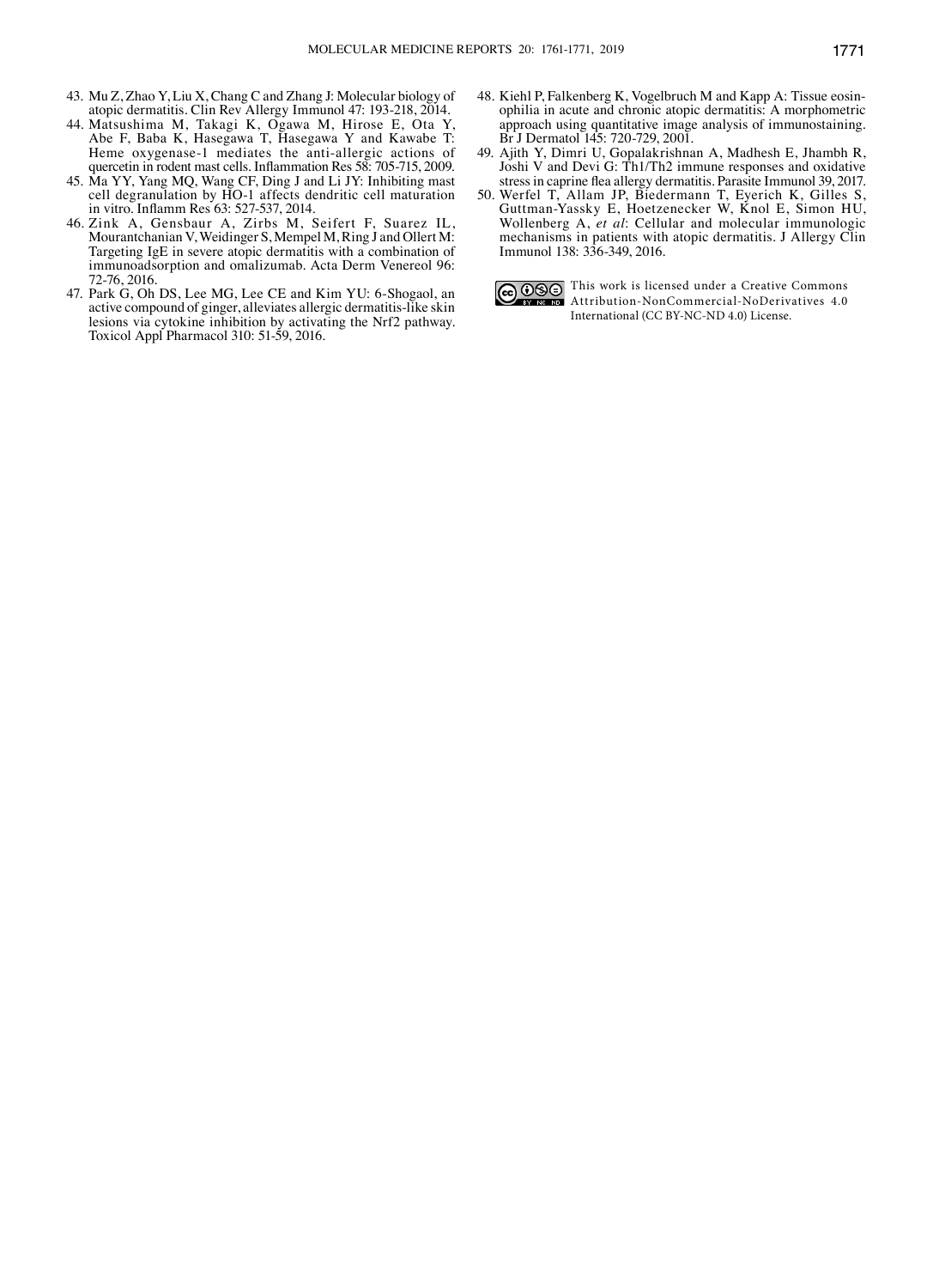43. Mu Z, Zhao Y, Liu X, Chang C and Zhang J: Molecular biology of atopic dermatitis. Clin Rev Allergy Immunol 47: 193-218, 2014.
44. Matsushima M, Takagi K, Ogawa M, Hirose E, Ota Y, Abe F, Baba K, Hasegawa T, Hasegawa Y and Kawabe T: Heme oxygenase-1 mediates the anti-allergic actions of quercetin in rodent mast cells. Inflammation Res 58: 705-715, 2009.
45. Ma YY, Yang MQ, Wang CF, Ding J and Li JY: Inhibiting mast cell degranulation by HO-1 affects dendritic cell maturation in vitro. Inflamm Res 63: 527-537, 2014.
46. Zink A, Gensbaur A, Zirbs M, Seifert F, Suarez IL, Mourantchanian V, Weidinger S, Mempel M, Ring J and Ollert M: Targeting IgE in severe atopic dermatitis with a combination of immunoadsorption and omalizumab. Acta Derm Venereol 96: 72-76, 2016.
47. Park G, Oh DS, Lee MG, Lee CE and Kim YU: 6-Shogaol, an active compound of ginger, alleviates allergic dermatitis-like skin lesions via cytokine inhibition by activating the Nrf2 pathway. Toxicol Appl Pharmacol 310: 51-59, 2016.
48. Kiehl P, Falkenberg K, Vogelbruch M and Kapp A: Tissue eosinophilia in acute and chronic atopic dermatitis: A morphometric approach using quantitative image analysis of immunostaining. Br J Dermatol 145: 720-729, 2001.
49. Ajith Y, Dimri U, Gopalakrishnan A, Madhesh E, Jhambh R, Joshi V and Devi G: Th1/Th2 immune responses and oxidative stress in caprine flea allergy dermatitis. Parasite Immunol 39, 2017.
50. Werfel T, Allam JP, Biedermann T, Eyerich K, Gilles S, Guttman-Yassky E, Hoetzenecker W, Knol E, Simon HU, Wollenberg A, *et al*: Cellular and molecular immunologic mechanisms in patients with atopic dermatitis. J Allergy Clin Immunol 138: 336-349, 2016.

This work is licensed under a Creative Commons Attribution-NonCommercial-NoDerivatives 4.0 International (CC BY-NC-ND 4.0) License.